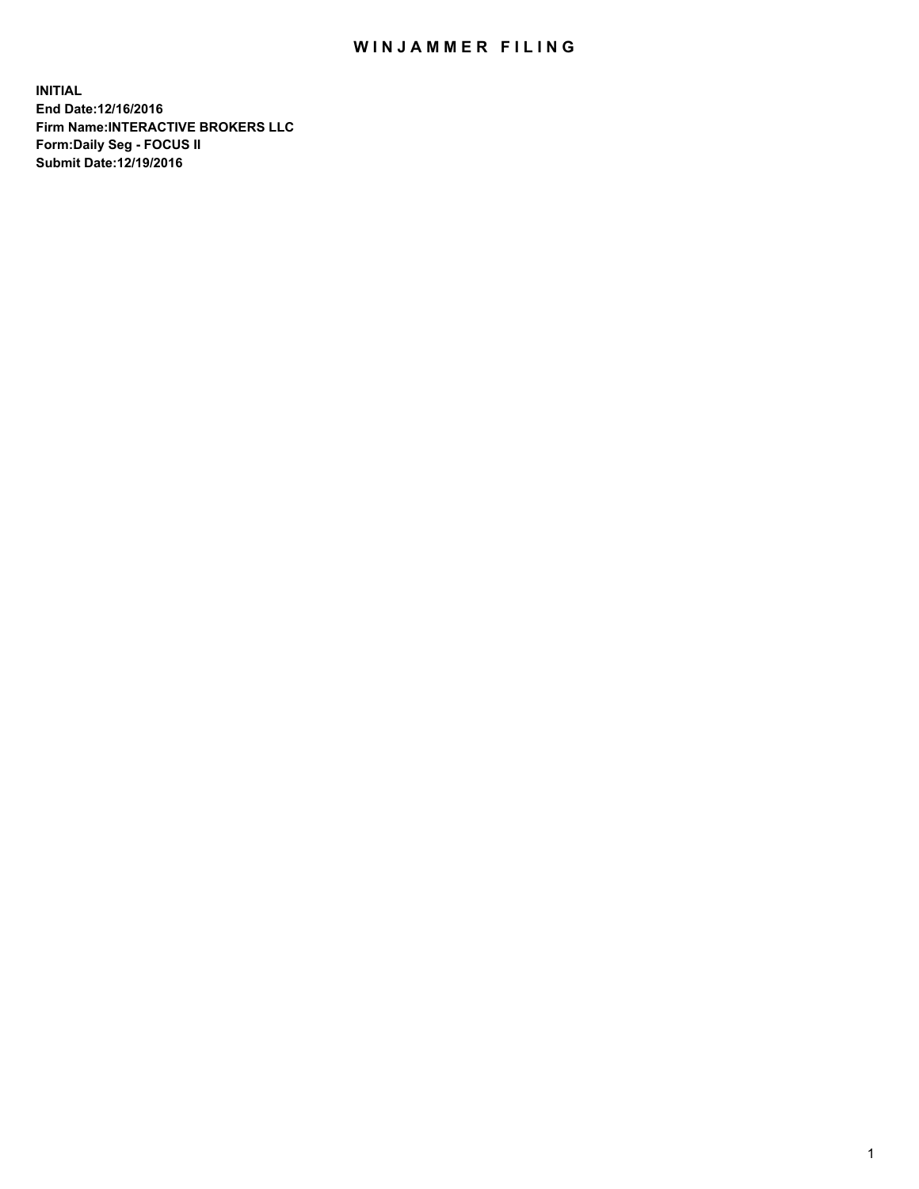# WINJAMMER FILING

**INITIAL**
**End Date:12/16/2016**
**Firm Name:INTERACTIVE BROKERS LLC**
**Form:Daily Seg - FOCUS II**
**Submit Date:12/19/2016**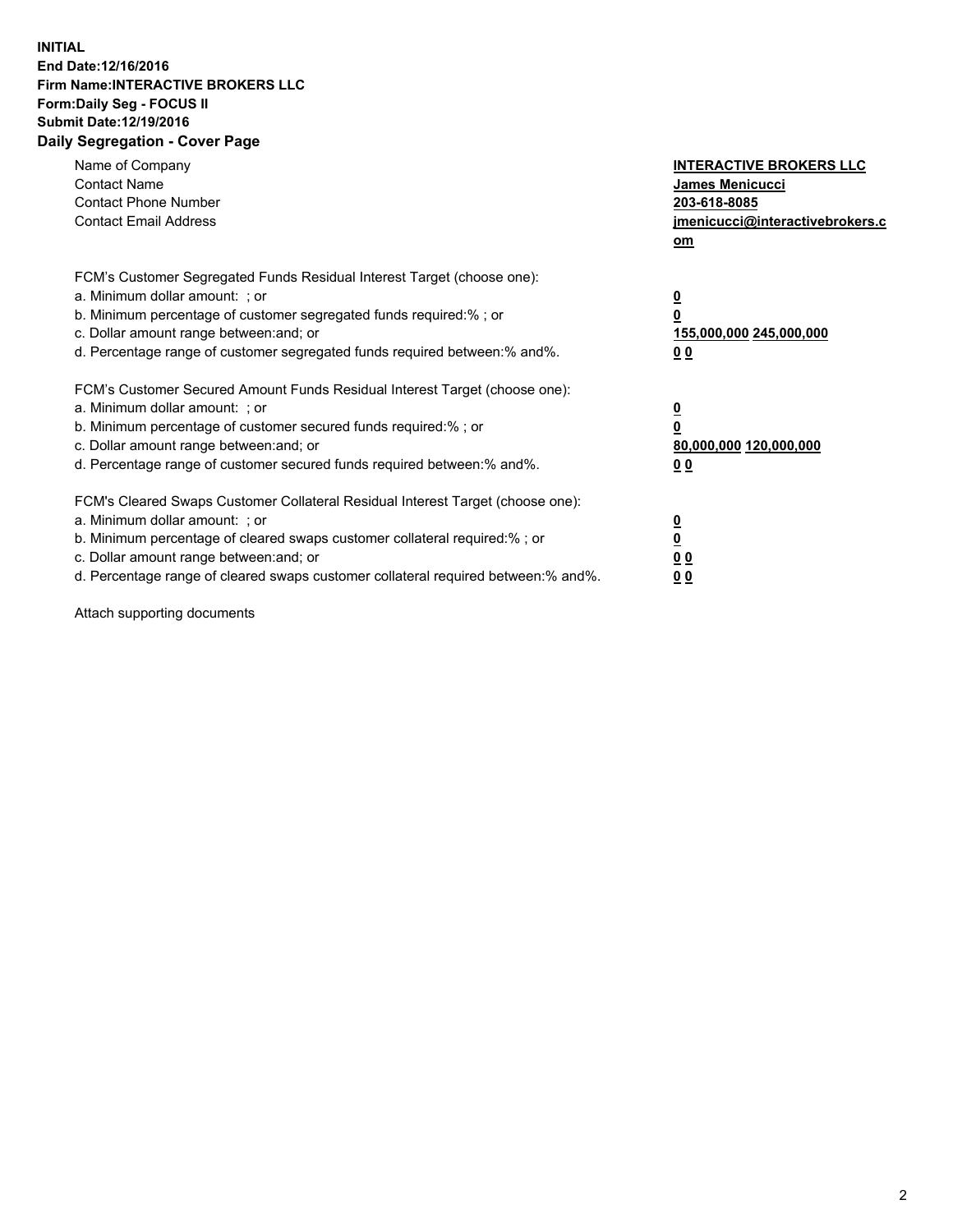**INITIAL**
**End Date:12/16/2016**
**Firm Name:INTERACTIVE BROKERS LLC**
**Form:Daily Seg - FOCUS II**
**Submit Date:12/19/2016**
**Daily Segregation - Cover Page**

| | |
|---|---|
| Name of Company | **INTERACTIVE BROKERS LLC** |
| Contact Name | **James Menicucci** |
| Contact Phone Number | **203-618-8085** |
| Contact Email Address | **jmenicucci@interactivebrokers.com** |

FCM's Customer Segregated Funds Residual Interest Target (choose one):

| | |
|---|---|
| a. Minimum dollar amount: ; or | **0** |
| b. Minimum percentage of customer segregated funds required:% ; or | **0** |
| c. Dollar amount range between:and; or | **155,000,000 245,000,000** |
| d. Percentage range of customer segregated funds required between:% and%. | **0 0** |

FCM's Customer Secured Amount Funds Residual Interest Target (choose one):

| | |
|---|---|
| a. Minimum dollar amount: ; or | **0** |
| b. Minimum percentage of customer secured funds required:% ; or | **0** |
| c. Dollar amount range between:and; or | **80,000,000 120,000,000** |
| d. Percentage range of customer secured funds required between:% and%. | **0 0** |

FCM's Cleared Swaps Customer Collateral Residual Interest Target (choose one):

| | |
|---|---|
| a. Minimum dollar amount: ; or | **0** |
| b. Minimum percentage of cleared swaps customer collateral required:% ; or | **0** |
| c. Dollar amount range between:and; or | **0 0** |
| d. Percentage range of cleared swaps customer collateral required between:% and%. | **0 0** |

Attach supporting documents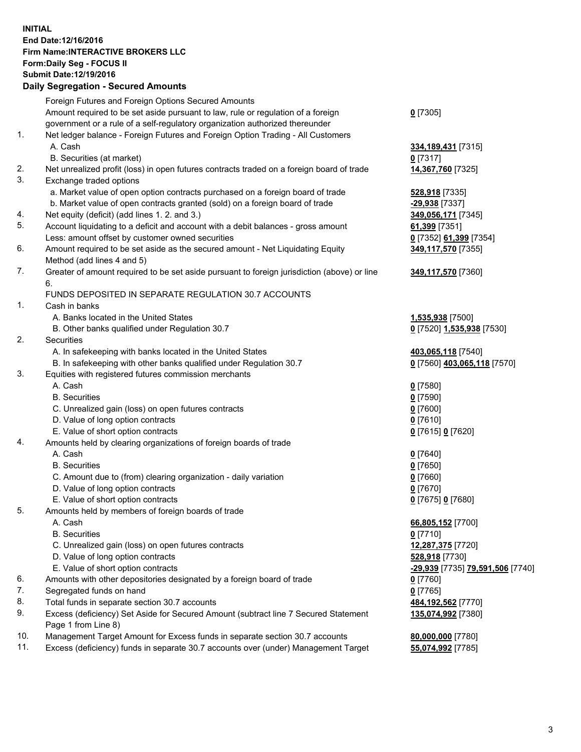**INITIAL**
**End Date:12/16/2016**
**Firm Name:INTERACTIVE BROKERS LLC**
**Form:Daily Seg - FOCUS II**
**Submit Date:12/19/2016**

## Daily Segregation - Secured Amounts

| | | |
|---|---|---|
| | Foreign Futures and Foreign Options Secured Amounts | |
| | Amount required to be set aside pursuant to law, rule or regulation of a foreign government or a rule of a self-regulatory organization authorized thereunder | **0** [7305] |
| 1. | Net ledger balance - Foreign Futures and Foreign Option Trading - All Customers | |
| | A. Cash | **334,189,431** [7315] |
| | B. Securities (at market) | **0** [7317] |
| 2. | Net unrealized profit (loss) in open futures contracts traded on a foreign board of trade | **14,367,760** [7325] |
| 3. | Exchange traded options | |
| | a. Market value of open option contracts purchased on a foreign board of trade | **528,918** [7335] |
| | b. Market value of open contracts granted (sold) on a foreign board of trade | **-29,938** [7337] |
| 4. | Net equity (deficit) (add lines 1. 2. and 3.) | **349,056,171** [7345] |
| 5. | Account liquidating to a deficit and account with a debit balances - gross amount | **61,399** [7351] |
| | Less: amount offset by customer owned securities | **0** [7352] **61,399** [7354] |
| 6. | Amount required to be set aside as the secured amount - Net Liquidating Equity Method (add lines 4 and 5) | **349,117,570** [7355] |
| 7. | Greater of amount required to be set aside pursuant to foreign jurisdiction (above) or line 6. | **349,117,570** [7360] |
| | FUNDS DEPOSITED IN SEPARATE REGULATION 30.7 ACCOUNTS | |
| 1. | Cash in banks | |
| | A. Banks located in the United States | **1,535,938** [7500] |
| | B. Other banks qualified under Regulation 30.7 | **0** [7520] **1,535,938** [7530] |
| 2. | Securities | |
| | A. In safekeeping with banks located in the United States | **403,065,118** [7540] |
| | B. In safekeeping with other banks qualified under Regulation 30.7 | **0** [7560] **403,065,118** [7570] |
| 3. | Equities with registered futures commission merchants | |
| | A. Cash | **0** [7580] |
| | B. Securities | **0** [7590] |
| | C. Unrealized gain (loss) on open futures contracts | **0** [7600] |
| | D. Value of long option contracts | **0** [7610] |
| | E. Value of short option contracts | **0** [7615] **0** [7620] |
| 4. | Amounts held by clearing organizations of foreign boards of trade | |
| | A. Cash | **0** [7640] |
| | B. Securities | **0** [7650] |
| | C. Amount due to (from) clearing organization - daily variation | **0** [7660] |
| | D. Value of long option contracts | **0** [7670] |
| | E. Value of short option contracts | **0** [7675] **0** [7680] |
| 5. | Amounts held by members of foreign boards of trade | |
| | A. Cash | **66,805,152** [7700] |
| | B. Securities | **0** [7710] |
| | C. Unrealized gain (loss) on open futures contracts | **12,287,375** [7720] |
| | D. Value of long option contracts | **528,918** [7730] |
| | E. Value of short option contracts | **-29,939** [7735] **79,591,506** [7740] |
| 6. | Amounts with other depositories designated by a foreign board of trade | **0** [7760] |
| 7. | Segregated funds on hand | **0** [7765] |
| 8. | Total funds in separate section 30.7 accounts | **484,192,562** [7770] |
| 9. | Excess (deficiency) Set Aside for Secured Amount (subtract line 7 Secured Statement Page 1 from Line 8) | **135,074,992** [7380] |
| 10. | Management Target Amount for Excess funds in separate section 30.7 accounts | **80,000,000** [7780] |
| 11. | Excess (deficiency) funds in separate 30.7 accounts over (under) Management Target | **55,074,992** [7785] |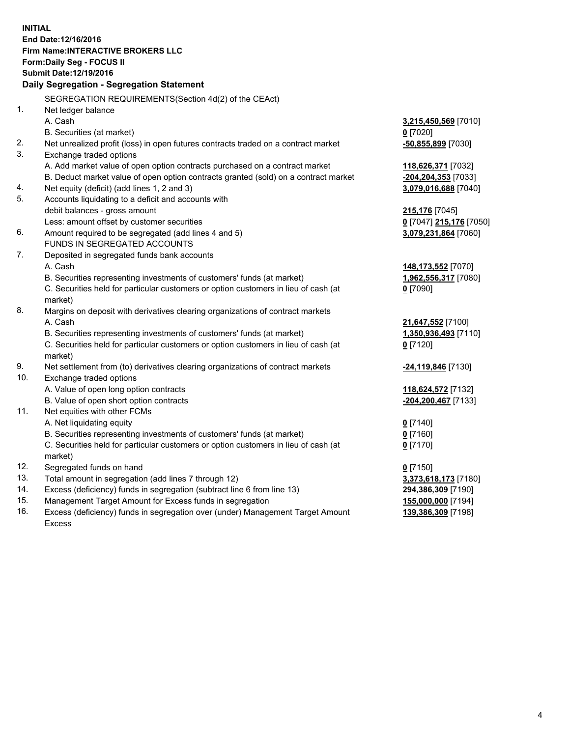**INITIAL**
**End Date:12/16/2016**
**Firm Name:INTERACTIVE BROKERS LLC**
**Form:Daily Seg - FOCUS II**
**Submit Date:12/19/2016**

## Daily Segregation - Segregation Statement

| | | |
|---|---|---|
| | SEGREGATION REQUIREMENTS(Section 4d(2) of the CEAct) | |
| 1. | Net ledger balance | |
| | A. Cash | **3,215,450,569** [7010] |
| | B. Securities (at market) | **0** [7020] |
| 2. | Net unrealized profit (loss) in open futures contracts traded on a contract market | **-50,855,899** [7030] |
| 3. | Exchange traded options | |
| | A. Add market value of open option contracts purchased on a contract market | **118,626,371** [7032] |
| | B. Deduct market value of open option contracts granted (sold) on a contract market | **-204,204,353** [7033] |
| 4. | Net equity (deficit) (add lines 1, 2 and 3) | **3,079,016,688** [7040] |
| 5. | Accounts liquidating to a deficit and accounts with | |
| | debit balances - gross amount | **215,176** [7045] |
| | Less: amount offset by customer securities | **0** [7047] **215,176** [7050] |
| 6. | Amount required to be segregated (add lines 4 and 5) | **3,079,231,864** [7060] |
| | FUNDS IN SEGREGATED ACCOUNTS | |
| 7. | Deposited in segregated funds bank accounts | |
| | A. Cash | **148,173,552** [7070] |
| | B. Securities representing investments of customers' funds (at market) | **1,962,556,317** [7080] |
| | C. Securities held for particular customers or option customers in lieu of cash (at market) | **0** [7090] |
| 8. | Margins on deposit with derivatives clearing organizations of contract markets | |
| | A. Cash | **21,647,552** [7100] |
| | B. Securities representing investments of customers' funds (at market) | **1,350,936,493** [7110] |
| | C. Securities held for particular customers or option customers in lieu of cash (at market) | **0** [7120] |
| 9. | Net settlement from (to) derivatives clearing organizations of contract markets | **-24,119,846** [7130] |
| 10. | Exchange traded options | |
| | A. Value of open long option contracts | **118,624,572** [7132] |
| | B. Value of open short option contracts | **-204,200,467** [7133] |
| 11. | Net equities with other FCMs | |
| | A. Net liquidating equity | **0** [7140] |
| | B. Securities representing investments of customers' funds (at market) | **0** [7160] |
| | C. Securities held for particular customers or option customers in lieu of cash (at market) | **0** [7170] |
| 12. | Segregated funds on hand | **0** [7150] |
| 13. | Total amount in segregation (add lines 7 through 12) | **3,373,618,173** [7180] |
| 14. | Excess (deficiency) funds in segregation (subtract line 6 from line 13) | **294,386,309** [7190] |
| 15. | Management Target Amount for Excess funds in segregation | **155,000,000** [7194] |
| 16. | Excess (deficiency) funds in segregation over (under) Management Target Amount Excess | **139,386,309** [7198] |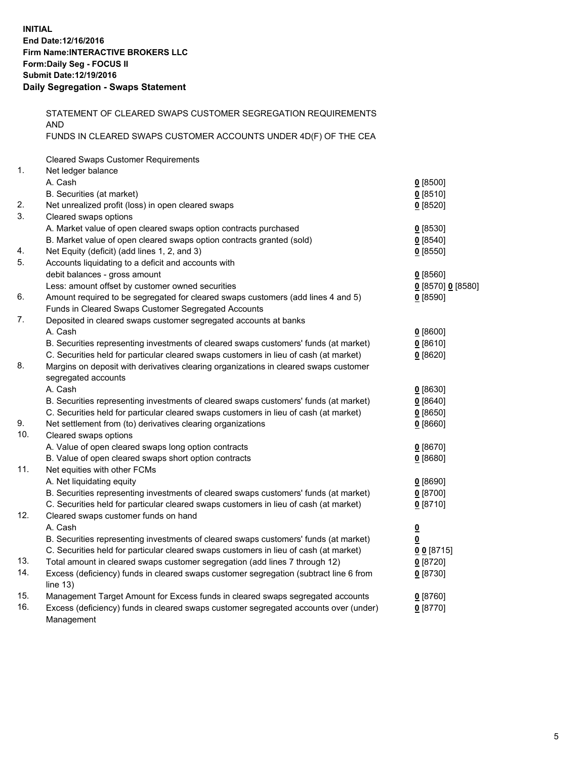**INITIAL**
**End Date:12/16/2016**
**Firm Name:INTERACTIVE BROKERS LLC**
**Form:Daily Seg - FOCUS II**
**Submit Date:12/19/2016**
**Daily Segregation - Swaps Statement**

STATEMENT OF CLEARED SWAPS CUSTOMER SEGREGATION REQUIREMENTS AND FUNDS IN CLEARED SWAPS CUSTOMER ACCOUNTS UNDER 4D(F) OF THE CEA

| | | |
|---|---|---|
| | Cleared Swaps Customer Requirements | |
| 1. | Net ledger balance | |
| | A. Cash | 0 [8500] |
| | B. Securities (at market) | 0 [8510] |
| 2. | Net unrealized profit (loss) in open cleared swaps | 0 [8520] |
| 3. | Cleared swaps options | |
| | A. Market value of open cleared swaps option contracts purchased | 0 [8530] |
| | B. Market value of open cleared swaps option contracts granted (sold) | 0 [8540] |
| 4. | Net Equity (deficit) (add lines 1, 2, and 3) | 0 [8550] |
| 5. | Accounts liquidating to a deficit and accounts with | |
| | debit balances - gross amount | 0 [8560] |
| | Less: amount offset by customer owned securities | 0 [8570] 0 [8580] |
| 6. | Amount required to be segregated for cleared swaps customers (add lines 4 and 5) | 0 [8590] |
| | Funds in Cleared Swaps Customer Segregated Accounts | |
| 7. | Deposited in cleared swaps customer segregated accounts at banks | |
| | A. Cash | 0 [8600] |
| | B. Securities representing investments of cleared swaps customers' funds (at market) | 0 [8610] |
| | C. Securities held for particular cleared swaps customers in lieu of cash (at market) | 0 [8620] |
| 8. | Margins on deposit with derivatives clearing organizations in cleared swaps customer segregated accounts | |
| | A. Cash | 0 [8630] |
| | B. Securities representing investments of cleared swaps customers' funds (at market) | 0 [8640] |
| | C. Securities held for particular cleared swaps customers in lieu of cash (at market) | 0 [8650] |
| 9. | Net settlement from (to) derivatives clearing organizations | 0 [8660] |
| 10. | Cleared swaps options | |
| | A. Value of open cleared swaps long option contracts | 0 [8670] |
| | B. Value of open cleared swaps short option contracts | 0 [8680] |
| 11. | Net equities with other FCMs | |
| | A. Net liquidating equity | 0 [8690] |
| | B. Securities representing investments of cleared swaps customers' funds (at market) | 0 [8700] |
| | C. Securities held for particular cleared swaps customers in lieu of cash (at market) | 0 [8710] |
| 12. | Cleared swaps customer funds on hand | |
| | A. Cash | 0 |
| | B. Securities representing investments of cleared swaps customers' funds (at market) | 0 |
| | C. Securities held for particular cleared swaps customers in lieu of cash (at market) | 0 0 [8715] |
| 13. | Total amount in cleared swaps customer segregation (add lines 7 through 12) | 0 [8720] |
| 14. | Excess (deficiency) funds in cleared swaps customer segregation (subtract line 6 from line 13) | 0 [8730] |
| 15. | Management Target Amount for Excess funds in cleared swaps segregated accounts | 0 [8760] |
| 16. | Excess (deficiency) funds in cleared swaps customer segregated accounts over (under) Management | 0 [8770] |